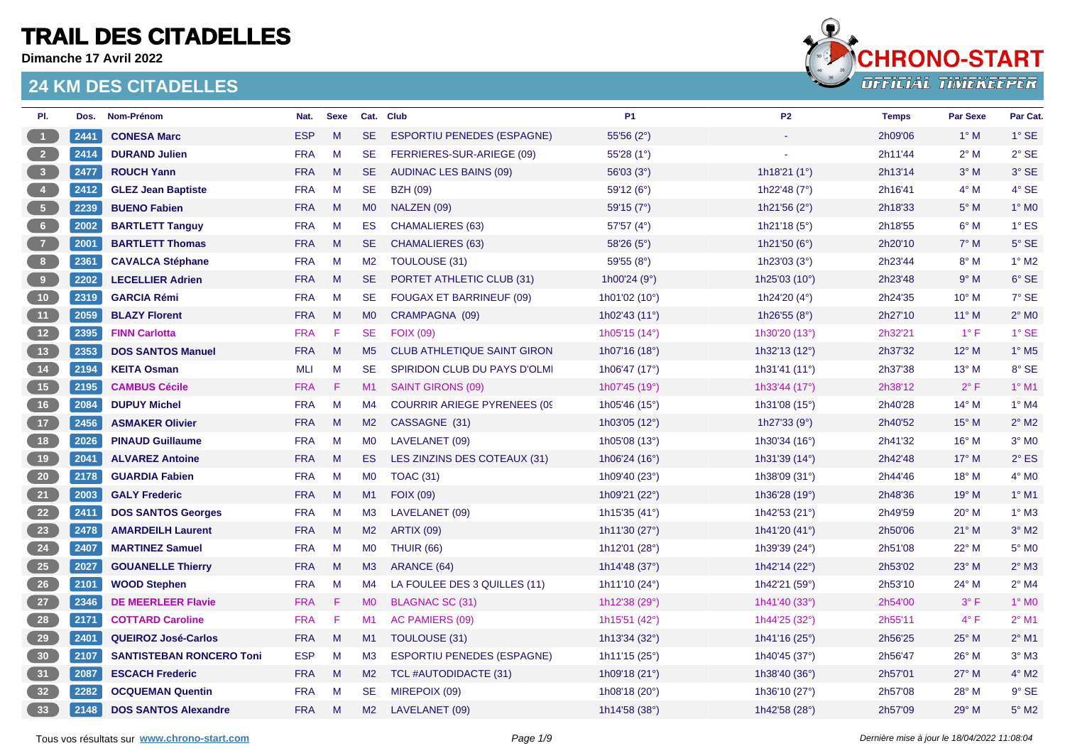# TRAIL DES CITADELLES

**Dimanche 17 Avril 2022**

## 24 KM DES CITADELLES

| Pl. | Dos. | Nom-Prénom | Nat. | Sexe | Cat. | Club | P1 | P2 | Temps | Par Sexe | Par Cat. |
|---|---|---|---|---|---|---|---|---|---|---|---|
| 1 | 2441 | **CONESA Marc** | ESP | M | SE | ESPORTIU PENEDES (ESPAGNE) | 55'56 (2°) | - | 2h09'06 | 1° M | 1° SE |
| 2 | 2414 | **DURAND Julien** | FRA | M | SE | FERRIERES-SUR-ARIEGE (09) | 55'28 (1°) | - | 2h11'44 | 2° M | 2° SE |
| 3 | 2477 | **ROUCH Yann** | FRA | M | SE | AUDINAC LES BAINS (09) | 56'03 (3°) | 1h18'21 (1°) | 2h13'14 | 3° M | 3° SE |
| 4 | 2412 | **GLEZ Jean Baptiste** | FRA | M | SE | BZH (09) | 59'12 (6°) | 1h22'48 (7°) | 2h16'41 | 4° M | 4° SE |
| 5 | 2239 | **BUENO Fabien** | FRA | M | M0 | NALZEN (09) | 59'15 (7°) | 1h21'56 (2°) | 2h18'33 | 5° M | 1° M0 |
| 6 | 2002 | **BARTLETT Tanguy** | FRA | M | ES | CHAMALIERES (63) | 57'57 (4°) | 1h21'18 (5°) | 2h18'55 | 6° M | 1° ES |
| 7 | 2001 | **BARTLETT Thomas** | FRA | M | SE | CHAMALIERES (63) | 58'26 (5°) | 1h21'50 (6°) | 2h20'10 | 7° M | 5° SE |
| 8 | 2361 | **CAVALCA Stéphane** | FRA | M | M2 | TOULOUSE (31) | 59'55 (8°) | 1h23'03 (3°) | 2h23'44 | 8° M | 1° M2 |
| 9 | 2202 | **LECELLIER Adrien** | FRA | M | SE | PORTET ATHLETIC CLUB (31) | 1h00'24 (9°) | 1h25'03 (10°) | 2h23'48 | 9° M | 6° SE |
| 10 | 2319 | **GARCIA Rémi** | FRA | M | SE | FOUGAX ET BARRINEUF (09) | 1h01'02 (10°) | 1h24'20 (4°) | 2h24'35 | 10° M | 7° SE |
| 11 | 2059 | **BLAZY Florent** | FRA | M | M0 | CRAMPAGNA (09) | 1h02'43 (11°) | 1h26'55 (8°) | 2h27'10 | 11° M | 2° M0 |
| 12 | 2395 | **FINN Carlotta** | FRA | F | SE | FOIX (09) | 1h05'15 (14°) | 1h30'20 (13°) | 2h32'21 | 1° F | 1° SE |
| 13 | 2353 | **DOS SANTOS Manuel** | FRA | M | M5 | CLUB ATHLETIQUE SAINT GIRON | 1h07'16 (18°) | 1h32'13 (12°) | 2h37'32 | 12° M | 1° M5 |
| 14 | 2194 | **KEITA Osman** | MLI | M | SE | SPIRIDON CLUB DU PAYS D'OLMI | 1h06'47 (17°) | 1h31'41 (11°) | 2h37'38 | 13° M | 8° SE |
| 15 | 2195 | **CAMBUS Cécile** | FRA | F | M1 | SAINT GIRONS (09) | 1h07'45 (19°) | 1h33'44 (17°) | 2h38'12 | 2° F | 1° M1 |
| 16 | 2084 | **DUPUY Michel** | FRA | M | M4 | COURRIR ARIEGE PYRENEES (09 | 1h05'46 (15°) | 1h31'08 (15°) | 2h40'28 | 14° M | 1° M4 |
| 17 | 2456 | **ASMAKER Olivier** | FRA | M | M2 | CASSAGNE (31) | 1h03'05 (12°) | 1h27'33 (9°) | 2h40'52 | 15° M | 2° M2 |
| 18 | 2026 | **PINAUD Guillaume** | FRA | M | M0 | LAVELANET (09) | 1h05'08 (13°) | 1h30'34 (16°) | 2h41'32 | 16° M | 3° M0 |
| 19 | 2041 | **ALVAREZ Antoine** | FRA | M | ES | LES ZINZINS DES COTEAUX (31) | 1h06'24 (16°) | 1h31'39 (14°) | 2h42'48 | 17° M | 2° ES |
| 20 | 2178 | **GUARDIA Fabien** | FRA | M | M0 | TOAC (31) | 1h09'40 (23°) | 1h38'09 (31°) | 2h44'46 | 18° M | 4° M0 |
| 21 | 2003 | **GALY Frederic** | FRA | M | M1 | FOIX (09) | 1h09'21 (22°) | 1h36'28 (19°) | 2h48'36 | 19° M | 1° M1 |
| 22 | 2411 | **DOS SANTOS Georges** | FRA | M | M3 | LAVELANET (09) | 1h15'35 (41°) | 1h42'53 (21°) | 2h49'59 | 20° M | 1° M3 |
| 23 | 2478 | **AMARDEILH Laurent** | FRA | M | M2 | ARTIX (09) | 1h11'30 (27°) | 1h41'20 (41°) | 2h50'06 | 21° M | 3° M2 |
| 24 | 2407 | **MARTINEZ Samuel** | FRA | M | M0 | THUIR (66) | 1h12'01 (28°) | 1h39'39 (24°) | 2h51'08 | 22° M | 5° M0 |
| 25 | 2027 | **GOUANELLE Thierry** | FRA | M | M3 | ARANCE (64) | 1h14'48 (37°) | 1h42'14 (22°) | 2h53'02 | 23° M | 2° M3 |
| 26 | 2101 | **WOOD Stephen** | FRA | M | M4 | LA FOULEE DES 3 QUILLES (11) | 1h11'10 (24°) | 1h42'21 (59°) | 2h53'10 | 24° M | 2° M4 |
| 27 | 2346 | **DE MEERLEER Flavie** | FRA | F | M0 | BLAGNAC SC (31) | 1h12'38 (29°) | 1h41'40 (33°) | 2h54'00 | 3° F | 1° M0 |
| 28 | 2171 | **COTTARD Caroline** | FRA | F | M1 | AC PAMIERS (09) | 1h15'51 (42°) | 1h44'25 (32°) | 2h55'11 | 4° F | 2° M1 |
| 29 | 2401 | **QUEIROZ José-Carlos** | FRA | M | M1 | TOULOUSE (31) | 1h13'34 (32°) | 1h41'16 (25°) | 2h56'25 | 25° M | 2° M1 |
| 30 | 2107 | **SANTISTEBAN RONCERO Toni** | ESP | M | M3 | ESPORTIU PENEDES (ESPAGNE) | 1h11'15 (25°) | 1h40'45 (37°) | 2h56'47 | 26° M | 3° M3 |
| 31 | 2087 | **ESCACH Frederic** | FRA | M | M2 | TCL #AUTODIDACTE (31) | 1h09'18 (21°) | 1h38'40 (36°) | 2h57'01 | 27° M | 4° M2 |
| 32 | 2282 | **OCQUEMAN Quentin** | FRA | M | SE | MIREPOIX (09) | 1h08'18 (20°) | 1h36'10 (27°) | 2h57'08 | 28° M | 9° SE |
| 33 | 2148 | **DOS SANTOS Alexandre** | FRA | M | M2 | LAVELANET (09) | 1h14'58 (38°) | 1h42'58 (28°) | 2h57'09 | 29° M | 5° M2 |

Tous vos résultats sur www.chrono-start.com

*Dernière mise à jour le 18/04/2022 11:08:04*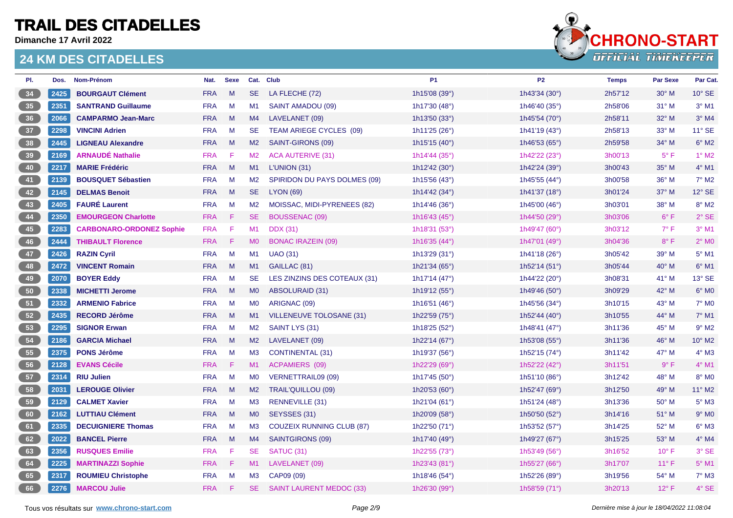# TRAIL DES CITADELLES

**Dimanche 17 Avril 2022**

## 24 KM DES CITADELLES

| Pl. | Dos. | Nom-Prénom | Nat. | Sexe | Cat. | Club | P1 | P2 | Temps | Par Sexe | Par Cat. |
|---|---|---|---|---|---|---|---|---|---|---|---|
| 34 | 2425 | **BOURGAUT Clément** | FRA | M | SE | LA FLECHE (72) | 1h15'08 (39°) | 1h43'34 (30°) | 2h57'12 | 30° M | 10° SE |
| 35 | 2351 | **SANTRAND Guillaume** | FRA | M | M1 | SAINT AMADOU (09) | 1h17'30 (48°) | 1h46'40 (35°) | 2h58'06 | 31° M | 3° M1 |
| 36 | 2066 | **CAMPARMO Jean-Marc** | FRA | M | M4 | LAVELANET (09) | 1h13'50 (33°) | 1h45'54 (70°) | 2h58'11 | 32° M | 3° M4 |
| 37 | 2298 | **VINCINI Adrien** | FRA | M | SE | TEAM ARIEGE CYCLES (09) | 1h11'25 (26°) | 1h41'19 (43°) | 2h58'13 | 33° M | 11° SE |
| 38 | 2445 | **LIGNEAU Alexandre** | FRA | M | M2 | SAINT-GIRONS (09) | 1h15'15 (40°) | 1h46'53 (65°) | 2h59'58 | 34° M | 6° M2 |
| 39 | 2169 | **ARNAUDÉ Nathalie** | FRA | F | M2 | ACA AUTERIVE (31) | 1h14'44 (35°) | 1h42'22 (23°) | 3h00'13 | 5° F | 1° M2 |
| 40 | 2217 | **MARIE Frédéric** | FRA | M | M1 | L'UNION (31) | 1h12'42 (30°) | 1h42'24 (39°) | 3h00'43 | 35° M | 4° M1 |
| 41 | 2139 | **BOUSQUET Sébastien** | FRA | M | M2 | SPIRIDON DU PAYS DOLMES (09) | 1h15'56 (43°) | 1h45'55 (44°) | 3h00'58 | 36° M | 7° M2 |
| 42 | 2145 | **DELMAS Benoit** | FRA | M | SE | LYON (69) | 1h14'42 (34°) | 1h41'37 (18°) | 3h01'24 | 37° M | 12° SE |
| 43 | 2405 | **FAURÉ Laurent** | FRA | M | M2 | MOISSAC, MIDI-PYRENEES (82) | 1h14'46 (36°) | 1h45'00 (46°) | 3h03'01 | 38° M | 8° M2 |
| 44 | 2350 | **EMOURGEON Charlotte** | FRA | F | SE | BOUSSENAC (09) | 1h16'43 (45°) | 1h44'50 (29°) | 3h03'06 | 6° F | 2° SE |
| 45 | 2283 | **CARBONARO-ORDONEZ Sophie** | FRA | F | M1 | DDX (31) | 1h18'31 (53°) | 1h49'47 (60°) | 3h03'12 | 7° F | 3° M1 |
| 46 | 2444 | **THIBAULT Florence** | FRA | F | M0 | BONAC IRAZEIN (09) | 1h16'35 (44°) | 1h47'01 (49°) | 3h04'36 | 8° F | 2° M0 |
| 47 | 2426 | **RAZIN Cyril** | FRA | M | M1 | UAO (31) | 1h13'29 (31°) | 1h41'18 (26°) | 3h05'42 | 39° M | 5° M1 |
| 48 | 2472 | **VINCENT Romain** | FRA | M | M1 | GAILLAC (81) | 1h21'34 (65°) | 1h52'14 (51°) | 3h05'44 | 40° M | 6° M1 |
| 49 | 2070 | **BOYER Eddy** | FRA | M | SE | LES ZINZINS DES COTEAUX (31) | 1h17'14 (47°) | 1h44'22 (20°) | 3h08'31 | 41° M | 13° SE |
| 50 | 2338 | **MICHETTI Jerome** | FRA | M | M0 | ABSOLURAID (31) | 1h19'12 (55°) | 1h49'46 (50°) | 3h09'29 | 42° M | 6° M0 |
| 51 | 2332 | **ARMENIO Fabrice** | FRA | M | M0 | ARIGNAC (09) | 1h16'51 (46°) | 1h45'56 (34°) | 3h10'15 | 43° M | 7° M0 |
| 52 | 2435 | **RECORD Jérôme** | FRA | M | M1 | VILLENEUVE TOLOSANE (31) | 1h22'59 (75°) | 1h52'44 (40°) | 3h10'55 | 44° M | 7° M1 |
| 53 | 2295 | **SIGNOR Erwan** | FRA | M | M2 | SAINT LYS (31) | 1h18'25 (52°) | 1h48'41 (47°) | 3h11'36 | 45° M | 9° M2 |
| 54 | 2186 | **GARCIA Michael** | FRA | M | M2 | LAVELANET (09) | 1h22'14 (67°) | 1h53'08 (55°) | 3h11'36 | 46° M | 10° M2 |
| 55 | 2375 | **PONS Jérôme** | FRA | M | M3 | CONTINENTAL (31) | 1h19'37 (56°) | 1h52'15 (74°) | 3h11'42 | 47° M | 4° M3 |
| 56 | 2128 | **EVANS Cécile** | FRA | F | M1 | ACPAMIERS (09) | 1h22'29 (69°) | 1h52'22 (42°) | 3h11'51 | 9° F | 4° M1 |
| 57 | 2314 | **RIU Julien** | FRA | M | M0 | VERNETTRAIL09 (09) | 1h17'45 (50°) | 1h51'10 (86°) | 3h12'42 | 48° M | 8° M0 |
| 58 | 2031 | **LEROUGE Olivier** | FRA | M | M2 | TRAIL'QUILLOU (09) | 1h20'53 (60°) | 1h52'47 (69°) | 3h12'50 | 49° M | 11° M2 |
| 59 | 2129 | **CALMET Xavier** | FRA | M | M3 | RENNEVILLE (31) | 1h21'04 (61°) | 1h51'24 (48°) | 3h13'36 | 50° M | 5° M3 |
| 60 | 2162 | **LUTTIAU Clément** | FRA | M | M0 | SEYSSES (31) | 1h20'09 (58°) | 1h50'50 (52°) | 3h14'16 | 51° M | 9° M0 |
| 61 | 2335 | **DECUIGNIERE Thomas** | FRA | M | M3 | COUZEIX RUNNING CLUB (87) | 1h22'50 (71°) | 1h53'52 (57°) | 3h14'25 | 52° M | 6° M3 |
| 62 | 2022 | **BANCEL Pierre** | FRA | M | M4 | SAINTGIRONS (09) | 1h17'40 (49°) | 1h49'27 (67°) | 3h15'25 | 53° M | 4° M4 |
| 63 | 2356 | **RUSQUES Emilie** | FRA | F | SE | SATUC (31) | 1h22'55 (73°) | 1h53'49 (56°) | 3h16'52 | 10° F | 3° SE |
| 64 | 2225 | **MARTINAZZI Sophie** | FRA | F | M1 | LAVELANET (09) | 1h23'43 (81°) | 1h55'27 (66°) | 3h17'07 | 11° F | 5° M1 |
| 65 | 2317 | **ROUMIEU Christophe** | FRA | M | M3 | CAP09 (09) | 1h18'46 (54°) | 1h52'26 (89°) | 3h19'56 | 54° M | 7° M3 |
| 66 | 2276 | **MARCOU Julie** | FRA | F | SE | SAINT LAURENT MEDOC (33) | 1h26'30 (99°) | 1h58'59 (71°) | 3h20'13 | 12° F | 4° SE |

Tous vos résultats sur **www.chrono-start.com**

*Dernière mise à jour le 18/04/2022 11:08:04*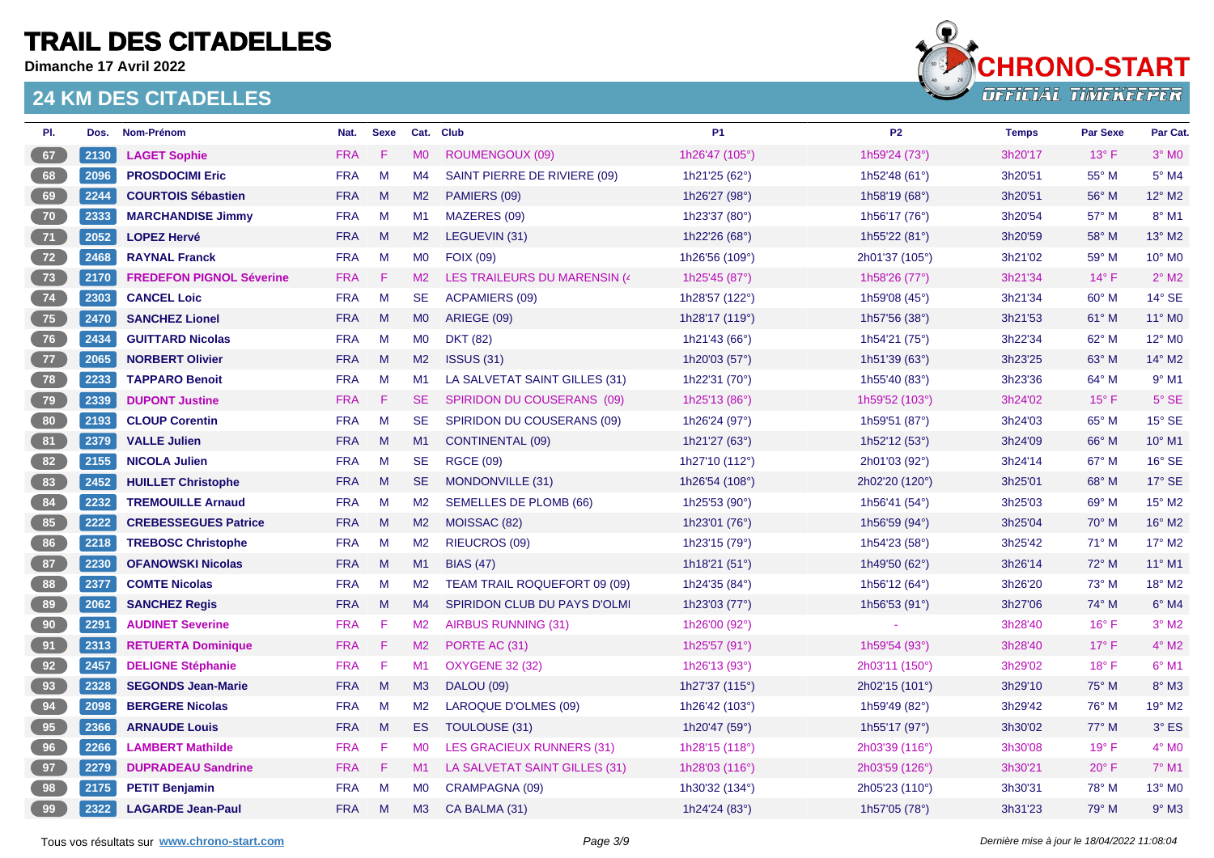# TRAIL DES CITADELLES

**Dimanche 17 Avril 2022**

## 24 KM DES CITADELLES

| Pl. | Dos. | Nom-Prénom | Nat. | Sexe | Cat. | Club | P1 | P2 | Temps | Par Sexe | Par Cat. |
|---|---|---|---|---|---|---|---|---|---|---|---|
| 67 | 2130 | **LAGET Sophie** | FRA | F | M0 | ROUMENGOUX (09) | 1h26'47 (105°) | 1h59'24 (73°) | 3h20'17 | 13° F | 3° M0 |
| 68 | 2096 | **PROSDOCIMI Eric** | FRA | M | M4 | SAINT PIERRE DE RIVIERE (09) | 1h21'25 (62°) | 1h52'48 (61°) | 3h20'51 | 55° M | 5° M4 |
| 69 | 2244 | **COURTOIS Sébastien** | FRA | M | M2 | PAMIERS (09) | 1h26'27 (98°) | 1h58'19 (68°) | 3h20'51 | 56° M | 12° M2 |
| 70 | 2333 | **MARCHANDISE Jimmy** | FRA | M | M1 | MAZERES (09) | 1h23'37 (80°) | 1h56'17 (76°) | 3h20'54 | 57° M | 8° M1 |
| 71 | 2052 | **LOPEZ Hervé** | FRA | M | M2 | LEGUEVIN (31) | 1h22'26 (68°) | 1h55'22 (81°) | 3h20'59 | 58° M | 13° M2 |
| 72 | 2468 | **RAYNAL Franck** | FRA | M | M0 | FOIX (09) | 1h26'56 (109°) | 2h01'37 (105°) | 3h21'02 | 59° M | 10° M0 |
| 73 | 2170 | **FREDEFON PIGNOL Séverine** | FRA | F | M2 | LES TRAILEURS DU MARENSIN (4 | 1h25'45 (87°) | 1h58'26 (77°) | 3h21'34 | 14° F | 2° M2 |
| 74 | 2303 | **CANCEL Loic** | FRA | M | SE | ACPAMIERS (09) | 1h28'57 (122°) | 1h59'08 (45°) | 3h21'34 | 60° M | 14° SE |
| 75 | 2470 | **SANCHEZ Lionel** | FRA | M | M0 | ARIEGE (09) | 1h28'17 (119°) | 1h57'56 (38°) | 3h21'53 | 61° M | 11° M0 |
| 76 | 2434 | **GUITTARD Nicolas** | FRA | M | M0 | DKT (82) | 1h21'43 (66°) | 1h54'21 (75°) | 3h22'34 | 62° M | 12° M0 |
| 77 | 2065 | **NORBERT Olivier** | FRA | M | M2 | ISSUS (31) | 1h20'03 (57°) | 1h51'39 (63°) | 3h23'25 | 63° M | 14° M2 |
| 78 | 2233 | **TAPPARO Benoit** | FRA | M | M1 | LA SALVETAT SAINT GILLES (31) | 1h22'31 (70°) | 1h55'40 (83°) | 3h23'36 | 64° M | 9° M1 |
| 79 | 2339 | **DUPONT Justine** | FRA | F | SE | SPIRIDON DU COUSERANS (09) | 1h25'13 (86°) | 1h59'52 (103°) | 3h24'02 | 15° F | 5° SE |
| 80 | 2193 | **CLOUP Corentin** | FRA | M | SE | SPIRIDON DU COUSERANS (09) | 1h26'24 (97°) | 1h59'51 (87°) | 3h24'03 | 65° M | 15° SE |
| 81 | 2379 | **VALLE Julien** | FRA | M | M1 | CONTINENTAL (09) | 1h21'27 (63°) | 1h52'12 (53°) | 3h24'09 | 66° M | 10° M1 |
| 82 | 2155 | **NICOLA Julien** | FRA | M | SE | RGCE (09) | 1h27'10 (112°) | 2h01'03 (92°) | 3h24'14 | 67° M | 16° SE |
| 83 | 2452 | **HUILLET Christophe** | FRA | M | SE | MONDONVILLE (31) | 1h26'54 (108°) | 2h02'20 (120°) | 3h25'01 | 68° M | 17° SE |
| 84 | 2232 | **TREMOUILLE Arnaud** | FRA | M | M2 | SEMELLES DE PLOMB (66) | 1h25'53 (90°) | 1h56'41 (54°) | 3h25'03 | 69° M | 15° M2 |
| 85 | 2222 | **CREBESSEGUES Patrice** | FRA | M | M2 | MOISSAC (82) | 1h23'01 (76°) | 1h56'59 (94°) | 3h25'04 | 70° M | 16° M2 |
| 86 | 2218 | **TREBOSC Christophe** | FRA | M | M2 | RIEUCROS (09) | 1h23'15 (79°) | 1h54'23 (58°) | 3h25'42 | 71° M | 17° M2 |
| 87 | 2230 | **OFANOWSKI Nicolas** | FRA | M | M1 | BIAS (47) | 1h18'21 (51°) | 1h49'50 (62°) | 3h26'14 | 72° M | 11° M1 |
| 88 | 2377 | **COMTE Nicolas** | FRA | M | M2 | TEAM TRAIL ROQUEFORT 09 (09) | 1h24'35 (84°) | 1h56'12 (64°) | 3h26'20 | 73° M | 18° M2 |
| 89 | 2062 | **SANCHEZ Regis** | FRA | M | M4 | SPIRIDON CLUB DU PAYS D'OLMI | 1h23'03 (77°) | 1h56'53 (91°) | 3h27'06 | 74° M | 6° M4 |
| 90 | 2291 | **AUDINET Severine** | FRA | F | M2 | AIRBUS RUNNING (31) | 1h26'00 (92°) | - | 3h28'40 | 16° F | 3° M2 |
| 91 | 2313 | **RETUERTA Dominique** | FRA | F | M2 | PORTE AC (31) | 1h25'57 (91°) | 1h59'54 (93°) | 3h28'40 | 17° F | 4° M2 |
| 92 | 2457 | **DELIGNE Stéphanie** | FRA | F | M1 | OXYGENE 32 (32) | 1h26'13 (93°) | 2h03'11 (150°) | 3h29'02 | 18° F | 6° M1 |
| 93 | 2328 | **SEGONDS Jean-Marie** | FRA | M | M3 | DALOU (09) | 1h27'37 (115°) | 2h02'15 (101°) | 3h29'10 | 75° M | 8° M3 |
| 94 | 2098 | **BERGERE Nicolas** | FRA | M | M2 | LAROQUE D'OLMES (09) | 1h26'42 (103°) | 1h59'49 (82°) | 3h29'42 | 76° M | 19° M2 |
| 95 | 2366 | **ARNAUDE Louis** | FRA | M | ES | TOULOUSE (31) | 1h20'47 (59°) | 1h55'17 (97°) | 3h30'02 | 77° M | 3° ES |
| 96 | 2266 | **LAMBERT Mathilde** | FRA | F | M0 | LES GRACIEUX RUNNERS (31) | 1h28'15 (118°) | 2h03'39 (116°) | 3h30'08 | 19° F | 4° M0 |
| 97 | 2279 | **DUPRADEAU Sandrine** | FRA | F | M1 | LA SALVETAT SAINT GILLES (31) | 1h28'03 (116°) | 2h03'59 (126°) | 3h30'21 | 20° F | 7° M1 |
| 98 | 2175 | **PETIT Benjamin** | FRA | M | M0 | CRAMPAGNA (09) | 1h30'32 (134°) | 2h05'23 (110°) | 3h30'31 | 78° M | 13° M0 |
| 99 | 2322 | **LAGARDE Jean-Paul** | FRA | M | M3 | CA BALMA (31) | 1h24'24 (83°) | 1h57'05 (78°) | 3h31'23 | 79° M | 9° M3 |

Tous vos résultats sur www.chrono-start.com

*Dernière mise à jour le 18/04/2022 11:08:04*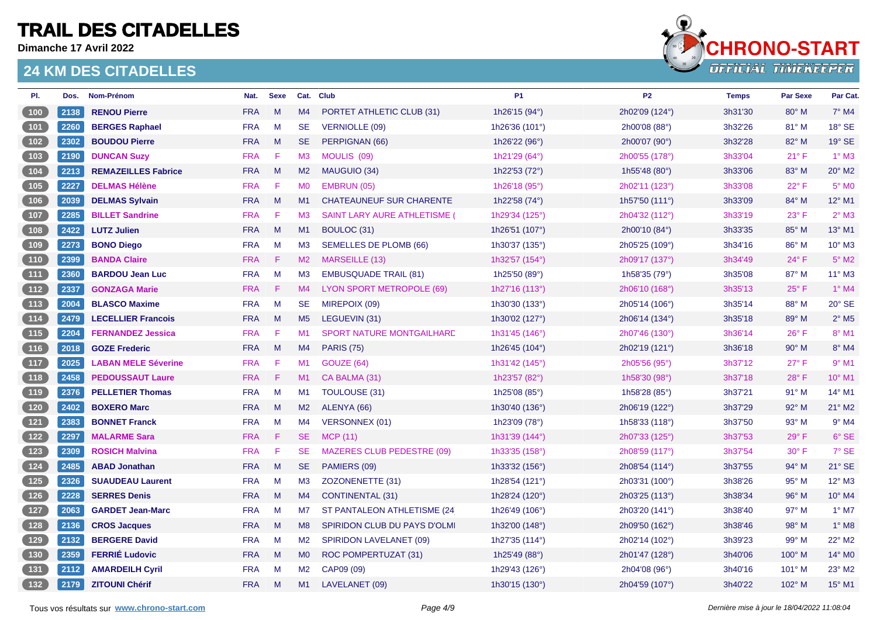# TRAIL DES CITADELLES

**Dimanche 17 Avril 2022**

## 24 KM DES CITADELLES

| Pl. | Dos. | Nom-Prénom | Nat. | Sexe | Cat. | Club | P1 | P2 | Temps | Par Sexe | Par Cat. |
|---|---|---|---|---|---|---|---|---|---|---|---|
| 100 | 2138 | **RENOU Pierre** | FRA | M | M4 | PORTET ATHLETIC CLUB (31) | 1h26'15 (94°) | 2h02'09 (124°) | 3h31'30 | 80° M | 7° M4 |
| 101 | 2260 | **BERGES Raphael** | FRA | M | SE | VERNIOLLE (09) | 1h26'36 (101°) | 2h00'08 (88°) | 3h32'26 | 81° M | 18° SE |
| 102 | 2302 | **BOUDOU Pierre** | FRA | M | SE | PERPIGNAN (66) | 1h26'22 (96°) | 2h00'07 (90°) | 3h32'28 | 82° M | 19° SE |
| 103 | 2190 | **DUNCAN Suzy** | FRA | F | M3 | MOULIS (09) | 1h21'29 (64°) | 2h00'55 (178°) | 3h33'04 | 21° F | 1° M3 |
| 104 | 2213 | **REMAZEILLES Fabrice** | FRA | M | M2 | MAUGUIO (34) | 1h22'53 (72°) | 1h55'48 (80°) | 3h33'06 | 83° M | 20° M2 |
| 105 | 2227 | **DELMAS Hélène** | FRA | F | M0 | EMBRUN (05) | 1h26'18 (95°) | 2h02'11 (123°) | 3h33'08 | 22° F | 5° M0 |
| 106 | 2039 | **DELMAS Sylvain** | FRA | M | M1 | CHATEAUNEUF SUR CHARENTE | 1h22'58 (74°) | 1h57'50 (111°) | 3h33'09 | 84° M | 12° M1 |
| 107 | 2285 | **BILLET Sandrine** | FRA | F | M3 | SAINT LARY AURE ATHLETISME ( | 1h29'34 (125°) | 2h04'32 (112°) | 3h33'19 | 23° F | 2° M3 |
| 108 | 2422 | **LUTZ Julien** | FRA | M | M1 | BOULOC (31) | 1h26'51 (107°) | 2h00'10 (84°) | 3h33'35 | 85° M | 13° M1 |
| 109 | 2273 | **BONO Diego** | FRA | M | M3 | SEMELLES DE PLOMB (66) | 1h30'37 (135°) | 2h05'25 (109°) | 3h34'16 | 86° M | 10° M3 |
| 110 | 2399 | **BANDA Claire** | FRA | F | M2 | MARSEILLE (13) | 1h32'57 (154°) | 2h09'17 (137°) | 3h34'49 | 24° F | 5° M2 |
| 111 | 2360 | **BARDOU Jean Luc** | FRA | M | M3 | EMBUSQUADE TRAIL (81) | 1h25'50 (89°) | 1h58'35 (79°) | 3h35'08 | 87° M | 11° M3 |
| 112 | 2337 | **GONZAGA Marie** | FRA | F | M4 | LYON SPORT METROPOLE (69) | 1h27'16 (113°) | 2h06'10 (168°) | 3h35'13 | 25° F | 1° M4 |
| 113 | 2004 | **BLASCO Maxime** | FRA | M | SE | MIREPOIX (09) | 1h30'30 (133°) | 2h05'14 (106°) | 3h35'14 | 88° M | 20° SE |
| 114 | 2479 | **LECELLIER Francois** | FRA | M | M5 | LEGUEVIN (31) | 1h30'02 (127°) | 2h06'14 (134°) | 3h35'18 | 89° M | 2° M5 |
| 115 | 2204 | **FERNANDEZ Jessica** | FRA | F | M1 | SPORT NATURE MONTGAILHARD | 1h31'45 (146°) | 2h07'46 (130°) | 3h36'14 | 26° F | 8° M1 |
| 116 | 2018 | **GOZE Frederic** | FRA | M | M4 | PARIS (75) | 1h26'45 (104°) | 2h02'19 (121°) | 3h36'18 | 90° M | 8° M4 |
| 117 | 2025 | **LABAN MELE Séverine** | FRA | F | M1 | GOUZE (64) | 1h31'42 (145°) | 2h05'56 (95°) | 3h37'12 | 27° F | 9° M1 |
| 118 | 2458 | **PEDOUSSAUT Laure** | FRA | F | M1 | CA BALMA (31) | 1h23'57 (82°) | 1h58'30 (98°) | 3h37'18 | 28° F | 10° M1 |
| 119 | 2376 | **PELLETIER Thomas** | FRA | M | M1 | TOULOUSE (31) | 1h25'08 (85°) | 1h58'28 (85°) | 3h37'21 | 91° M | 14° M1 |
| 120 | 2402 | **BOXERO Marc** | FRA | M | M2 | ALENYA (66) | 1h30'40 (136°) | 2h06'19 (122°) | 3h37'29 | 92° M | 21° M2 |
| 121 | 2383 | **BONNET Franck** | FRA | M | M4 | VERSONNEX (01) | 1h23'09 (78°) | 1h58'33 (118°) | 3h37'50 | 93° M | 9° M4 |
| 122 | 2297 | **MALARME Sara** | FRA | F | SE | MCP (11) | 1h31'39 (144°) | 2h07'33 (125°) | 3h37'53 | 29° F | 6° SE |
| 123 | 2309 | **ROSICH Malvina** | FRA | F | SE | MAZERES CLUB PEDESTRE (09) | 1h33'35 (158°) | 2h08'59 (117°) | 3h37'54 | 30° F | 7° SE |
| 124 | 2485 | **ABAD Jonathan** | FRA | M | SE | PAMIERS (09) | 1h33'32 (156°) | 2h08'54 (114°) | 3h37'55 | 94° M | 21° SE |
| 125 | 2326 | **SUAUDEAU Laurent** | FRA | M | M3 | ZOZONENETTE (31) | 1h28'54 (121°) | 2h03'31 (100°) | 3h38'26 | 95° M | 12° M3 |
| 126 | 2228 | **SERRES Denis** | FRA | M | M4 | CONTINENTAL (31) | 1h28'24 (120°) | 2h03'25 (113°) | 3h38'34 | 96° M | 10° M4 |
| 127 | 2063 | **GARDET Jean-Marc** | FRA | M | M7 | ST PANTALEON ATHLETISME (24 | 1h26'49 (106°) | 2h03'20 (141°) | 3h38'40 | 97° M | 1° M7 |
| 128 | 2136 | **CROS Jacques** | FRA | M | M8 | SPIRIDON CLUB DU PAYS D'OLMI | 1h32'00 (148°) | 2h09'50 (162°) | 3h38'46 | 98° M | 1° M8 |
| 129 | 2132 | **BERGERE David** | FRA | M | M2 | SPIRIDON LAVELANET (09) | 1h27'35 (114°) | 2h02'14 (102°) | 3h39'23 | 99° M | 22° M2 |
| 130 | 2359 | **FERRIÉ Ludovic** | FRA | M | M0 | ROC POMPERTUZAT (31) | 1h25'49 (88°) | 2h01'47 (128°) | 3h40'06 | 100° M | 14° M0 |
| 131 | 2112 | **AMARDEILH Cyril** | FRA | M | M2 | CAP09 (09) | 1h29'43 (126°) | 2h04'08 (96°) | 3h40'16 | 101° M | 23° M2 |
| 132 | 2179 | **ZITOUNI Chérif** | FRA | M | M1 | LAVELANET (09) | 1h30'15 (130°) | 2h04'59 (107°) | 3h40'22 | 102° M | 15° M1 |

Tous vos résultats sur **www.chrono-start.com**

*Dernière mise à jour le 18/04/2022 11:08:04*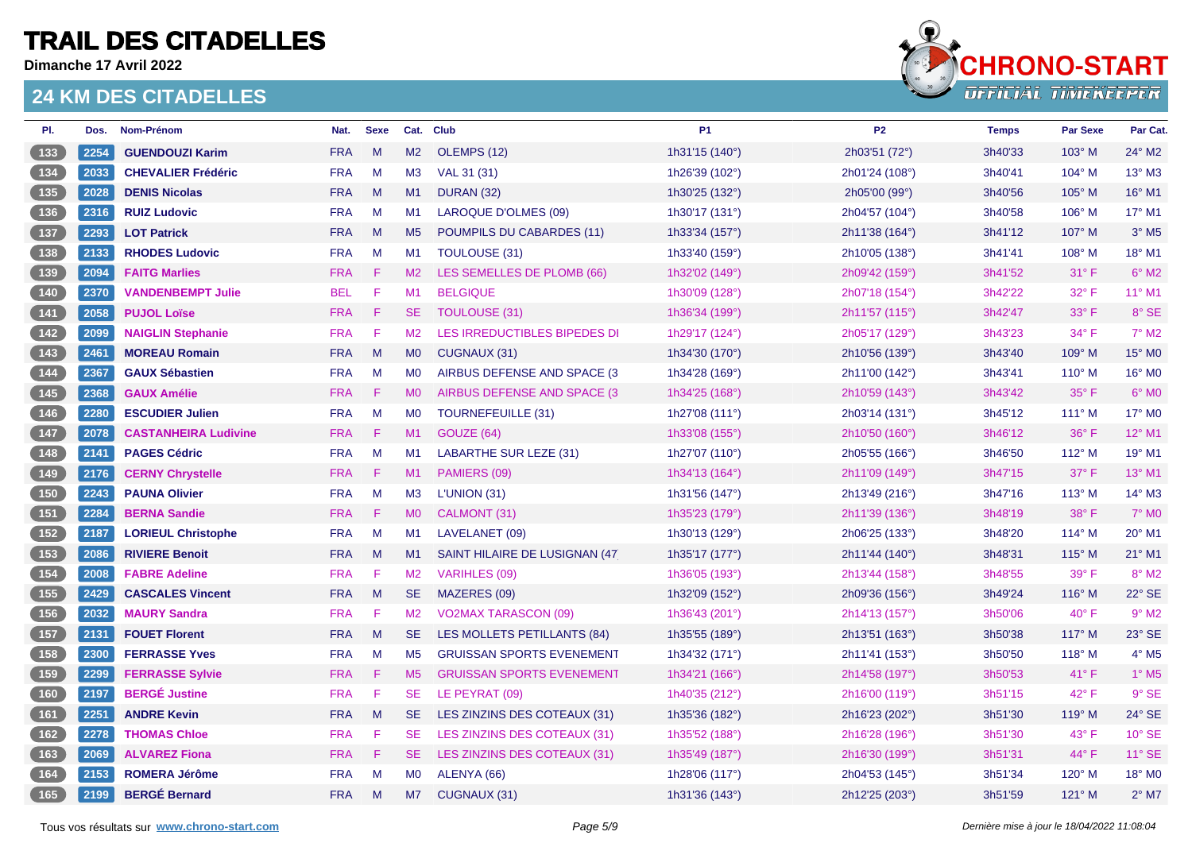# TRAIL DES CITADELLES

**Dimanche 17 Avril 2022**

## 24 KM DES CITADELLES

| Pl. | Dos. | Nom-Prénom | Nat. | Sexe | Cat. | Club | P1 | P2 | Temps | Par Sexe | Par Cat. |
|---|---|---|---|---|---|---|---|---|---|---|---|
| 133 | 2254 | GUENDOUZI Karim | FRA | M | M2 | OLEMPS (12) | 1h31'15 (140°) | 2h03'51 (72°) | 3h40'33 | 103° M | 24° M2 |
| 134 | 2033 | CHEVALIER Frédéric | FRA | M | M3 | VAL 31 (31) | 1h26'39 (102°) | 2h01'24 (108°) | 3h40'41 | 104° M | 13° M3 |
| 135 | 2028 | DENIS Nicolas | FRA | M | M1 | DURAN (32) | 1h30'25 (132°) | 2h05'00 (99°) | 3h40'56 | 105° M | 16° M1 |
| 136 | 2316 | RUIZ Ludovic | FRA | M | M1 | LAROQUE D'OLMES (09) | 1h30'17 (131°) | 2h04'57 (104°) | 3h40'58 | 106° M | 17° M1 |
| 137 | 2293 | LOT Patrick | FRA | M | M5 | POUMPILS DU CABARDES (11) | 1h33'34 (157°) | 2h11'38 (164°) | 3h41'12 | 107° M | 3° M5 |
| 138 | 2133 | RHODES Ludovic | FRA | M | M1 | TOULOUSE (31) | 1h33'40 (159°) | 2h10'05 (138°) | 3h41'41 | 108° M | 18° M1 |
| 139 | 2094 | FAITG Marlies | FRA | F | M2 | LES SEMELLES DE PLOMB (66) | 1h32'02 (149°) | 2h09'42 (159°) | 3h41'52 | 31° F | 6° M2 |
| 140 | 2370 | VANDENBEMPT Julie | BEL | F | M1 | BELGIQUE | 1h30'09 (128°) | 2h07'18 (154°) | 3h42'22 | 32° F | 11° M1 |
| 141 | 2058 | PUJOL Loïse | FRA | F | SE | TOULOUSE (31) | 1h36'34 (199°) | 2h11'57 (115°) | 3h42'47 | 33° F | 8° SE |
| 142 | 2099 | NAIGLIN Stephanie | FRA | F | M2 | LES IRREDUCTIBLES BIPEDES DI | 1h29'17 (124°) | 2h05'17 (129°) | 3h43'23 | 34° F | 7° M2 |
| 143 | 2461 | MOREAU Romain | FRA | M | M0 | CUGNAUX (31) | 1h34'30 (170°) | 2h10'56 (139°) | 3h43'40 | 109° M | 15° M0 |
| 144 | 2367 | GAUX Sébastien | FRA | M | M0 | AIRBUS DEFENSE AND SPACE (3 | 1h34'28 (169°) | 2h11'00 (142°) | 3h43'41 | 110° M | 16° M0 |
| 145 | 2368 | GAUX Amélie | FRA | F | M0 | AIRBUS DEFENSE AND SPACE (3 | 1h34'25 (168°) | 2h10'59 (143°) | 3h43'42 | 35° F | 6° M0 |
| 146 | 2280 | ESCUDIER Julien | FRA | M | M0 | TOURNEFEUILLE (31) | 1h27'08 (111°) | 2h03'14 (131°) | 3h45'12 | 111° M | 17° M0 |
| 147 | 2078 | CASTANHEIRA Ludivine | FRA | F | M1 | GOUZE (64) | 1h33'08 (155°) | 2h10'50 (160°) | 3h46'12 | 36° F | 12° M1 |
| 148 | 2141 | PAGES Cédric | FRA | M | M1 | LABARTHE SUR LEZE (31) | 1h27'07 (110°) | 2h05'55 (166°) | 3h46'50 | 112° M | 19° M1 |
| 149 | 2176 | CERNY Chrystelle | FRA | F | M1 | PAMIERS (09) | 1h34'13 (164°) | 2h11'09 (149°) | 3h47'15 | 37° F | 13° M1 |
| 150 | 2243 | PAUNA Olivier | FRA | M | M3 | L'UNION (31) | 1h31'56 (147°) | 2h13'49 (216°) | 3h47'16 | 113° M | 14° M3 |
| 151 | 2284 | BERNA Sandie | FRA | F | M0 | CALMONT (31) | 1h35'23 (179°) | 2h11'39 (136°) | 3h48'19 | 38° F | 7° M0 |
| 152 | 2187 | LORIEUL Christophe | FRA | M | M1 | LAVELANET (09) | 1h30'13 (129°) | 2h06'25 (133°) | 3h48'20 | 114° M | 20° M1 |
| 153 | 2086 | RIVIERE Benoit | FRA | M | M1 | SAINT HILAIRE DE LUSIGNAN (47 | 1h35'17 (177°) | 2h11'44 (140°) | 3h48'31 | 115° M | 21° M1 |
| 154 | 2008 | FABRE Adeline | FRA | F | M2 | VARIHLES (09) | 1h36'05 (193°) | 2h13'44 (158°) | 3h48'55 | 39° F | 8° M2 |
| 155 | 2429 | CASCALES Vincent | FRA | M | SE | MAZERES (09) | 1h32'09 (152°) | 2h09'36 (156°) | 3h49'24 | 116° M | 22° SE |
| 156 | 2032 | MAURY Sandra | FRA | F | M2 | VO2MAX TARASCON (09) | 1h36'43 (201°) | 2h14'13 (157°) | 3h50'06 | 40° F | 9° M2 |
| 157 | 2131 | FOUET Florent | FRA | M | SE | LES MOLLETS PETILLANTS (84) | 1h35'55 (189°) | 2h13'51 (163°) | 3h50'38 | 117° M | 23° SE |
| 158 | 2300 | FERRASSE Yves | FRA | M | M5 | GRUISSAN SPORTS EVENEMENT | 1h34'32 (171°) | 2h11'41 (153°) | 3h50'50 | 118° M | 4° M5 |
| 159 | 2299 | FERRASSE Sylvie | FRA | F | M5 | GRUISSAN SPORTS EVENEMENT | 1h34'21 (166°) | 2h14'58 (197°) | 3h50'53 | 41° F | 1° M5 |
| 160 | 2197 | BERGÉ Justine | FRA | F | SE | LE PEYRAT (09) | 1h40'35 (212°) | 2h16'00 (119°) | 3h51'15 | 42° F | 9° SE |
| 161 | 2251 | ANDRE Kevin | FRA | M | SE | LES ZINZINS DES COTEAUX (31) | 1h35'36 (182°) | 2h16'23 (202°) | 3h51'30 | 119° M | 24° SE |
| 162 | 2278 | THOMAS Chloe | FRA | F | SE | LES ZINZINS DES COTEAUX (31) | 1h35'52 (188°) | 2h16'28 (196°) | 3h51'30 | 43° F | 10° SE |
| 163 | 2069 | ALVAREZ Fiona | FRA | F | SE | LES ZINZINS DES COTEAUX (31) | 1h35'49 (187°) | 2h16'30 (199°) | 3h51'31 | 44° F | 11° SE |
| 164 | 2153 | ROMERA Jérôme | FRA | M | M0 | ALENYA (66) | 1h28'06 (117°) | 2h04'53 (145°) | 3h51'34 | 120° M | 18° M0 |
| 165 | 2199 | BERGÉ Bernard | FRA | M | M7 | CUGNAUX (31) | 1h31'36 (143°) | 2h12'25 (203°) | 3h51'59 | 121° M | 2° M7 |

Tous vos résultats sur www.chrono-start.com

*Dernière mise à jour le 18/04/2022 11:08:04*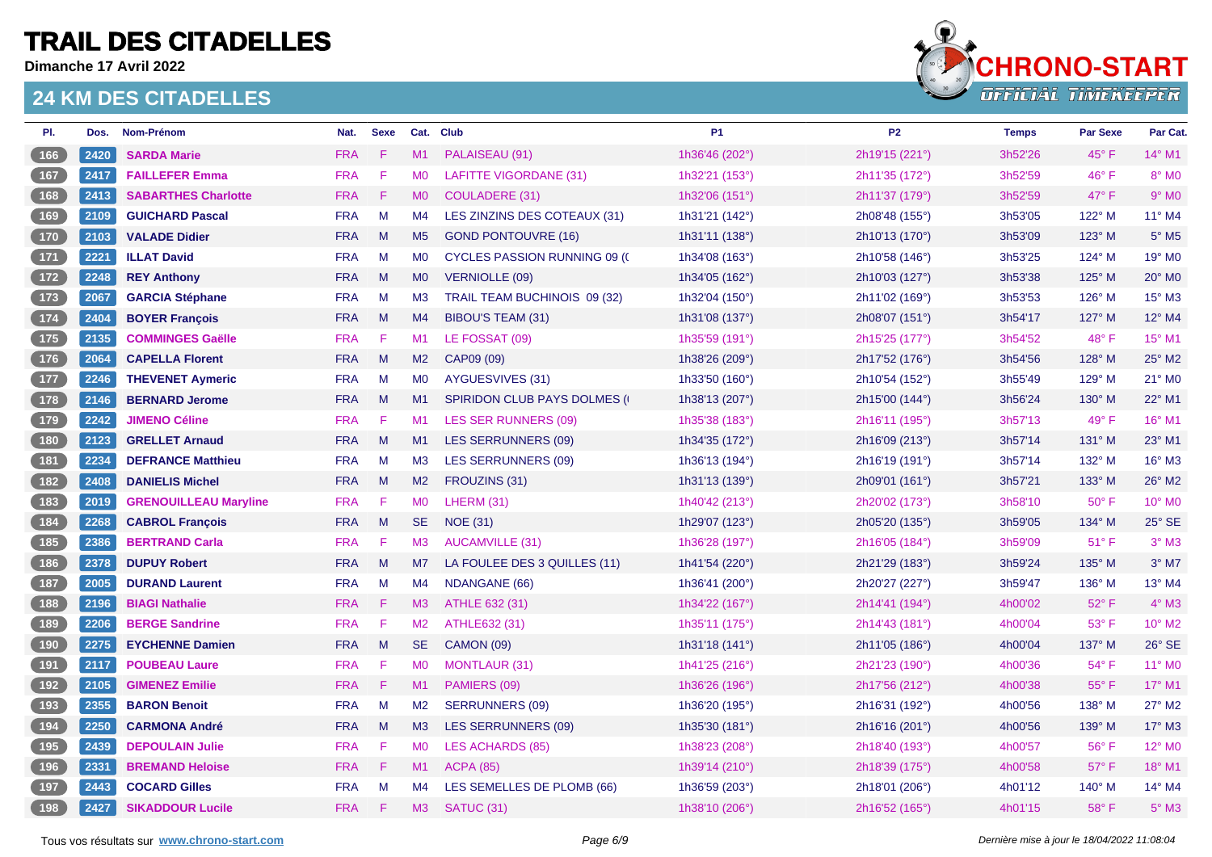# TRAIL DES CITADELLES

**Dimanche 17 Avril 2022**

## 24 KM DES CITADELLES

| Pl. | Dos. | Nom-Prénom | Nat. | Sexe | Cat. | Club | P1 | P2 | Temps | Par Sexe | Par Cat. |
|---|---|---|---|---|---|---|---|---|---|---|---|
| 166 | 2420 | **SARDA Marie** | FRA | F | M1 | PALAISEAU (91) | 1h36'46 (202°) | 2h19'15 (221°) | 3h52'26 | 45° F | 14° M1 |
| 167 | 2417 | **FAILLEFER Emma** | FRA | F | M0 | LAFITTE VIGORDANE (31) | 1h32'21 (153°) | 2h11'35 (172°) | 3h52'59 | 46° F | 8° M0 |
| 168 | 2413 | **SABARTHES Charlotte** | FRA | F | M0 | COULADERE (31) | 1h32'06 (151°) | 2h11'37 (179°) | 3h52'59 | 47° F | 9° M0 |
| 169 | 2109 | **GUICHARD Pascal** | FRA | M | M4 | LES ZINZINS DES COTEAUX (31) | 1h31'21 (142°) | 2h08'48 (155°) | 3h53'05 | 122° M | 11° M4 |
| 170 | 2103 | **VALADE Didier** | FRA | M | M5 | GOND PONTOUVRE (16) | 1h31'11 (138°) | 2h10'13 (170°) | 3h53'09 | 123° M | 5° M5 |
| 171 | 2221 | **ILLAT David** | FRA | M | M0 | CYCLES PASSION RUNNING 09 (( | 1h34'08 (163°) | 2h10'58 (146°) | 3h53'25 | 124° M | 19° M0 |
| 172 | 2248 | **REY Anthony** | FRA | M | M0 | VERNIOLLE (09) | 1h34'05 (162°) | 2h10'03 (127°) | 3h53'38 | 125° M | 20° M0 |
| 173 | 2067 | **GARCIA Stéphane** | FRA | M | M3 | TRAIL TEAM BUCHINOIS 09 (32) | 1h32'04 (150°) | 2h11'02 (169°) | 3h53'53 | 126° M | 15° M3 |
| 174 | 2404 | **BOYER François** | FRA | M | M4 | BIBOU'S TEAM (31) | 1h31'08 (137°) | 2h08'07 (151°) | 3h54'17 | 127° M | 12° M4 |
| 175 | 2135 | **COMMINGES Gaëlle** | FRA | F | M1 | LE FOSSAT (09) | 1h35'59 (191°) | 2h15'25 (177°) | 3h54'52 | 48° F | 15° M1 |
| 176 | 2064 | **CAPELLA Florent** | FRA | M | M2 | CAP09 (09) | 1h38'26 (209°) | 2h17'52 (176°) | 3h54'56 | 128° M | 25° M2 |
| 177 | 2246 | **THEVENET Aymeric** | FRA | M | M0 | AYGUESVIVES (31) | 1h33'50 (160°) | 2h10'54 (152°) | 3h55'49 | 129° M | 21° M0 |
| 178 | 2146 | **BERNARD Jerome** | FRA | M | M1 | SPIRIDON CLUB PAYS DOLMES (( | 1h38'13 (207°) | 2h15'00 (144°) | 3h56'24 | 130° M | 22° M1 |
| 179 | 2242 | **JIMENO Céline** | FRA | F | M1 | LES SER RUNNERS (09) | 1h35'38 (183°) | 2h16'11 (195°) | 3h57'13 | 49° F | 16° M1 |
| 180 | 2123 | **GRELLET Arnaud** | FRA | M | M1 | LES SERRUNNERS (09) | 1h34'35 (172°) | 2h16'09 (213°) | 3h57'14 | 131° M | 23° M1 |
| 181 | 2234 | **DEFRANCE Matthieu** | FRA | M | M3 | LES SERRUNNERS (09) | 1h36'13 (194°) | 2h16'19 (191°) | 3h57'14 | 132° M | 16° M3 |
| 182 | 2408 | **DANIELIS Michel** | FRA | M | M2 | FROUZINS (31) | 1h31'13 (139°) | 2h09'01 (161°) | 3h57'21 | 133° M | 26° M2 |
| 183 | 2019 | **GRENOUILLEAU Maryline** | FRA | F | M0 | LHERM (31) | 1h40'42 (213°) | 2h20'02 (173°) | 3h58'10 | 50° F | 10° M0 |
| 184 | 2268 | **CABROL François** | FRA | M | SE | NOE (31) | 1h29'07 (123°) | 2h05'20 (135°) | 3h59'05 | 134° M | 25° SE |
| 185 | 2386 | **BERTRAND Carla** | FRA | F | M3 | AUCAMVILLE (31) | 1h36'28 (197°) | 2h16'05 (184°) | 3h59'09 | 51° F | 3° M3 |
| 186 | 2378 | **DUPUY Robert** | FRA | M | M7 | LA FOULEE DES 3 QUILLES (11) | 1h41'54 (220°) | 2h21'29 (183°) | 3h59'24 | 135° M | 3° M7 |
| 187 | 2005 | **DURAND Laurent** | FRA | M | M4 | NDANGANE (66) | 1h36'41 (200°) | 2h20'27 (227°) | 3h59'47 | 136° M | 13° M4 |
| 188 | 2196 | **BIAGI Nathalie** | FRA | F | M3 | ATHLE 632 (31) | 1h34'22 (167°) | 2h14'41 (194°) | 4h00'02 | 52° F | 4° M3 |
| 189 | 2206 | **BERGE Sandrine** | FRA | F | M2 | ATHLE632 (31) | 1h35'11 (175°) | 2h14'43 (181°) | 4h00'04 | 53° F | 10° M2 |
| 190 | 2275 | **EYCHENNE Damien** | FRA | M | SE | CAMON (09) | 1h31'18 (141°) | 2h11'05 (186°) | 4h00'04 | 137° M | 26° SE |
| 191 | 2117 | **POUBEAU Laure** | FRA | F | M0 | MONTLAUR (31) | 1h41'25 (216°) | 2h21'23 (190°) | 4h00'36 | 54° F | 11° M0 |
| 192 | 2105 | **GIMENEZ Emilie** | FRA | F | M1 | PAMIERS (09) | 1h36'26 (196°) | 2h17'56 (212°) | 4h00'38 | 55° F | 17° M1 |
| 193 | 2355 | **BARON Benoit** | FRA | M | M2 | SERRUNNERS (09) | 1h36'20 (195°) | 2h16'31 (192°) | 4h00'56 | 138° M | 27° M2 |
| 194 | 2250 | **CARMONA André** | FRA | M | M3 | LES SERRUNNERS (09) | 1h35'30 (181°) | 2h16'16 (201°) | 4h00'56 | 139° M | 17° M3 |
| 195 | 2439 | **DEPOULAIN Julie** | FRA | F | M0 | LES ACHARDS (85) | 1h38'23 (208°) | 2h18'40 (193°) | 4h00'57 | 56° F | 12° M0 |
| 196 | 2331 | **BREMAND Heloise** | FRA | F | M1 | ACPA (85) | 1h39'14 (210°) | 2h18'39 (175°) | 4h00'58 | 57° F | 18° M1 |
| 197 | 2443 | **COCARD Gilles** | FRA | M | M4 | LES SEMELLES DE PLOMB (66) | 1h36'59 (203°) | 2h18'01 (206°) | 4h01'12 | 140° M | 14° M4 |
| 198 | 2427 | **SIKADDOUR Lucile** | FRA | F | M3 | SATUC (31) | 1h38'10 (206°) | 2h16'52 (165°) | 4h01'15 | 58° F | 5° M3 |

Tous vos résultats sur **www.chrono-start.com**

*Dernière mise à jour le 18/04/2022 11:08:04*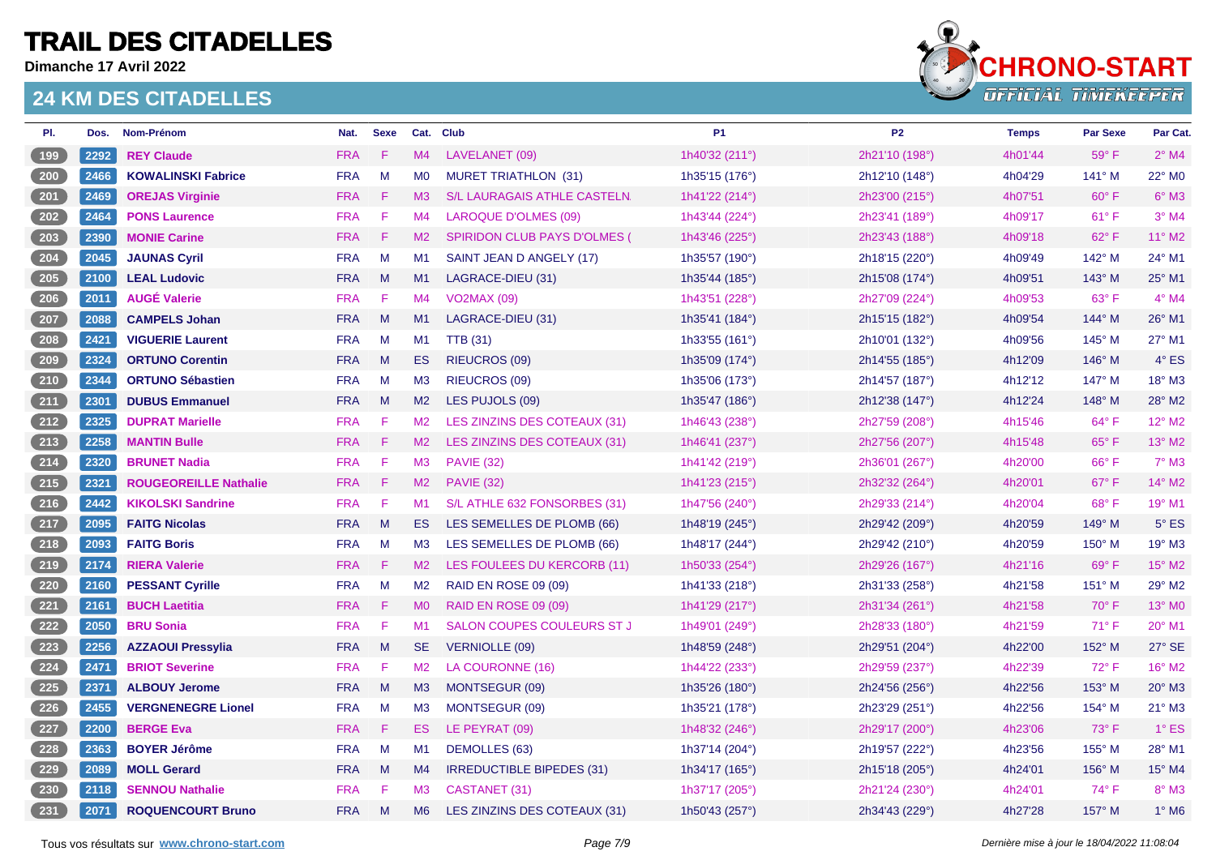# TRAIL DES CITADELLES

**Dimanche 17 Avril 2022**

## 24 KM DES CITADELLES

| Pl. | Dos. | Nom-Prénom | Nat. | Sexe | Cat. | Club | P1 | P2 | Temps | Par Sexe | Par Cat. |
|---|---|---|---|---|---|---|---|---|---|---|---|
| 199 | 2292 | **REY Claude** | FRA | F | M4 | LAVELANET (09) | 1h40'32 (211°) | 2h21'10 (198°) | 4h01'44 | 59° F | 2° M4 |
| 200 | 2466 | **KOWALINSKI Fabrice** | FRA | M | M0 | MURET TRIATHLON (31) | 1h35'15 (176°) | 2h12'10 (148°) | 4h04'29 | 141° M | 22° M0 |
| 201 | 2469 | **OREJAS Virginie** | FRA | F | M3 | S/L LAURAGAIS ATHLE CASTELN. | 1h41'22 (214°) | 2h23'00 (215°) | 4h07'51 | 60° F | 6° M3 |
| 202 | 2464 | **PONS Laurence** | FRA | F | M4 | LAROQUE D'OLMES (09) | 1h43'44 (224°) | 2h23'41 (189°) | 4h09'17 | 61° F | 3° M4 |
| 203 | 2390 | **MONIE Carine** | FRA | F | M2 | SPIRIDON CLUB PAYS D'OLMES ( | 1h43'46 (225°) | 2h23'43 (188°) | 4h09'18 | 62° F | 11° M2 |
| 204 | 2045 | **JAUNAS Cyril** | FRA | M | M1 | SAINT JEAN D ANGELY (17) | 1h35'57 (190°) | 2h18'15 (220°) | 4h09'49 | 142° M | 24° M1 |
| 205 | 2100 | **LEAL Ludovic** | FRA | M | M1 | LAGRACE-DIEU (31) | 1h35'44 (185°) | 2h15'08 (174°) | 4h09'51 | 143° M | 25° M1 |
| 206 | 2011 | **AUGÉ Valerie** | FRA | F | M4 | VO2MAX (09) | 1h43'51 (228°) | 2h27'09 (224°) | 4h09'53 | 63° F | 4° M4 |
| 207 | 2088 | **CAMPELS Johan** | FRA | M | M1 | LAGRACE-DIEU (31) | 1h35'41 (184°) | 2h15'15 (182°) | 4h09'54 | 144° M | 26° M1 |
| 208 | 2421 | **VIGUERIE Laurent** | FRA | M | M1 | TTB (31) | 1h33'55 (161°) | 2h10'01 (132°) | 4h09'56 | 145° M | 27° M1 |
| 209 | 2324 | **ORTUNO Corentin** | FRA | M | ES | RIEUCROS (09) | 1h35'09 (174°) | 2h14'55 (185°) | 4h12'09 | 146° M | 4° ES |
| 210 | 2344 | **ORTUNO Sébastien** | FRA | M | M3 | RIEUCROS (09) | 1h35'06 (173°) | 2h14'57 (187°) | 4h12'12 | 147° M | 18° M3 |
| 211 | 2301 | **DUBUS Emmanuel** | FRA | M | M2 | LES PUJOLS (09) | 1h35'47 (186°) | 2h12'38 (147°) | 4h12'24 | 148° M | 28° M2 |
| 212 | 2325 | **DUPRAT Marielle** | FRA | F | M2 | LES ZINZINS DES COTEAUX (31) | 1h46'43 (238°) | 2h27'59 (208°) | 4h15'46 | 64° F | 12° M2 |
| 213 | 2258 | **MANTIN Bulle** | FRA | F | M2 | LES ZINZINS DES COTEAUX (31) | 1h46'41 (237°) | 2h27'56 (207°) | 4h15'48 | 65° F | 13° M2 |
| 214 | 2320 | **BRUNET Nadia** | FRA | F | M3 | PAVIE (32) | 1h41'42 (219°) | 2h36'01 (267°) | 4h20'00 | 66° F | 7° M3 |
| 215 | 2321 | **ROUGEOREILLE Nathalie** | FRA | F | M2 | PAVIE (32) | 1h41'23 (215°) | 2h32'32 (264°) | 4h20'01 | 67° F | 14° M2 |
| 216 | 2442 | **KIKOLSKI Sandrine** | FRA | F | M1 | S/L ATHLE 632 FONSORBES (31) | 1h47'56 (240°) | 2h29'33 (214°) | 4h20'04 | 68° F | 19° M1 |
| 217 | 2095 | **FAITG Nicolas** | FRA | M | ES | LES SEMELLES DE PLOMB (66) | 1h48'19 (245°) | 2h29'42 (209°) | 4h20'59 | 149° M | 5° ES |
| 218 | 2093 | **FAITG Boris** | FRA | M | M3 | LES SEMELLES DE PLOMB (66) | 1h48'17 (244°) | 2h29'42 (210°) | 4h20'59 | 150° M | 19° M3 |
| 219 | 2174 | **RIERA Valerie** | FRA | F | M2 | LES FOULEES DU KERCORB (11) | 1h50'33 (254°) | 2h29'26 (167°) | 4h21'16 | 69° F | 15° M2 |
| 220 | 2160 | **PESSANT Cyrille** | FRA | M | M2 | RAID EN ROSE 09 (09) | 1h41'33 (218°) | 2h31'33 (258°) | 4h21'58 | 151° M | 29° M2 |
| 221 | 2161 | **BUCH Laetitia** | FRA | F | M0 | RAID EN ROSE 09 (09) | 1h41'29 (217°) | 2h31'34 (261°) | 4h21'58 | 70° F | 13° M0 |
| 222 | 2050 | **BRU Sonia** | FRA | F | M1 | SALON COUPES COULEURS ST J | 1h49'01 (249°) | 2h28'33 (180°) | 4h21'59 | 71° F | 20° M1 |
| 223 | 2256 | **AZZAOUI Pressylia** | FRA | M | SE | VERNIOLLE (09) | 1h48'59 (248°) | 2h29'51 (204°) | 4h22'00 | 152° M | 27° SE |
| 224 | 2471 | **BRIOT Severine** | FRA | F | M2 | LA COURONNE (16) | 1h44'22 (233°) | 2h29'59 (237°) | 4h22'39 | 72° F | 16° M2 |
| 225 | 2371 | **ALBOUY Jerome** | FRA | M | M3 | MONTSEGUR (09) | 1h35'26 (180°) | 2h24'56 (256°) | 4h22'56 | 153° M | 20° M3 |
| 226 | 2455 | **VERGNENEGRE Lionel** | FRA | M | M3 | MONTSEGUR (09) | 1h35'21 (178°) | 2h23'29 (251°) | 4h22'56 | 154° M | 21° M3 |
| 227 | 2200 | **BERGE Eva** | FRA | F | ES | LE PEYRAT (09) | 1h48'32 (246°) | 2h29'17 (200°) | 4h23'06 | 73° F | 1° ES |
| 228 | 2363 | **BOYER Jérôme** | FRA | M | M1 | DEMOLLES (63) | 1h37'14 (204°) | 2h19'57 (222°) | 4h23'56 | 155° M | 28° M1 |
| 229 | 2089 | **MOLL Gerard** | FRA | M | M4 | IRREDUCTIBLE BIPEDES (31) | 1h34'17 (165°) | 2h15'18 (205°) | 4h24'01 | 156° M | 15° M4 |
| 230 | 2118 | **SENNOU Nathalie** | FRA | F | M3 | CASTANET (31) | 1h37'17 (205°) | 2h21'24 (230°) | 4h24'01 | 74° F | 8° M3 |
| 231 | 2071 | **ROQUENCOURT Bruno** | FRA | M | M6 | LES ZINZINS DES COTEAUX (31) | 1h50'43 (257°) | 2h34'43 (229°) | 4h27'28 | 157° M | 1° M6 |

Tous vos résultats sur **www.chrono-start.com**

*Dernière mise à jour le 18/04/2022 11:08:04*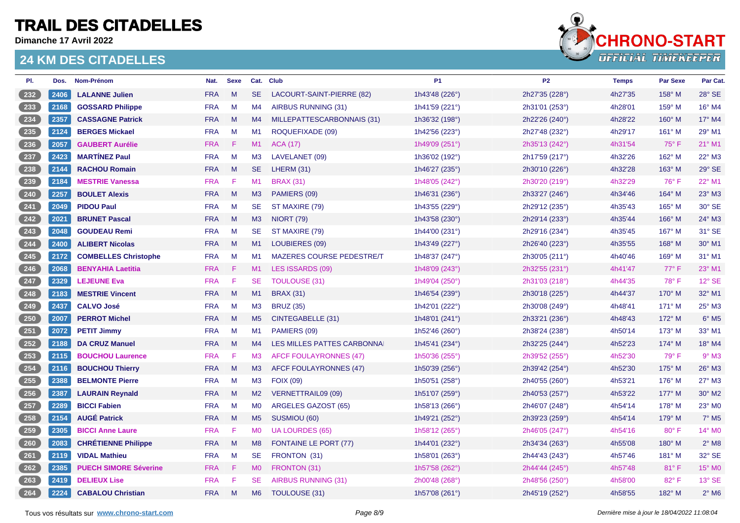# TRAIL DES CITADELLES

**Dimanche 17 Avril 2022**

## 24 KM DES CITADELLES

| Pl. | Dos. | Nom-Prénom | Nat. | Sexe | Cat. | Club | P1 | P2 | Temps | Par Sexe | Par Cat. |
|---|---|---|---|---|---|---|---|---|---|---|---|
| 232 | 2406 | **LALANNE Julien** | FRA | M | SE | LACOURT-SAINT-PIERRE (82) | 1h43'48 (226°) | 2h27'35 (228°) | 4h27'35 | 158° M | 28° SE |
| 233 | 2168 | **GOSSARD Philippe** | FRA | M | M4 | AIRBUS RUNNING (31) | 1h41'59 (221°) | 2h31'01 (253°) | 4h28'01 | 159° M | 16° M4 |
| 234 | 2357 | **CASSAGNE Patrick** | FRA | M | M4 | MILLEPATTESCARBONNAIS (31) | 1h36'32 (198°) | 2h22'26 (240°) | 4h28'22 | 160° M | 17° M4 |
| 235 | 2124 | **BERGES Mickael** | FRA | M | M1 | ROQUEFIXADE (09) | 1h42'56 (223°) | 2h27'48 (232°) | 4h29'17 | 161° M | 29° M1 |
| 236 | 2057 | **GAUBERT Aurélie** | FRA | F | M1 | ACA (17) | 1h49'09 (251°) | 2h35'13 (242°) | 4h31'54 | 75° F | 21° M1 |
| 237 | 2423 | **MARTÍNEZ Paul** | FRA | M | M3 | LAVELANET (09) | 1h36'02 (192°) | 2h17'59 (217°) | 4h32'26 | 162° M | 22° M3 |
| 238 | 2144 | **RACHOU Romain** | FRA | M | SE | LHERM (31) | 1h46'27 (235°) | 2h30'10 (226°) | 4h32'28 | 163° M | 29° SE |
| 239 | 2184 | **MESTRIE Vanessa** | FRA | F | M1 | BRAX (31) | 1h48'05 (242°) | 2h30'20 (219°) | 4h32'29 | 76° F | 22° M1 |
| 240 | 2257 | **BOULET Alexis** | FRA | M | M3 | PAMIERS (09) | 1h46'31 (236°) | 2h33'27 (246°) | 4h34'46 | 164° M | 23° M3 |
| 241 | 2049 | **PIDOU Paul** | FRA | M | SE | ST MAXIRE (79) | 1h43'55 (229°) | 2h29'12 (235°) | 4h35'43 | 165° M | 30° SE |
| 242 | 2021 | **BRUNET Pascal** | FRA | M | M3 | NIORT (79) | 1h43'58 (230°) | 2h29'14 (233°) | 4h35'44 | 166° M | 24° M3 |
| 243 | 2048 | **GOUDEAU Remi** | FRA | M | SE | ST MAXIRE (79) | 1h44'00 (231°) | 2h29'16 (234°) | 4h35'45 | 167° M | 31° SE |
| 244 | 2400 | **ALIBERT Nicolas** | FRA | M | M1 | LOUBIERES (09) | 1h43'49 (227°) | 2h26'40 (223°) | 4h35'55 | 168° M | 30° M1 |
| 245 | 2172 | **COMBELLES Christophe** | FRA | M | M1 | MAZERES COURSE PEDESTRE/T | 1h48'37 (247°) | 2h30'05 (211°) | 4h40'46 | 169° M | 31° M1 |
| 246 | 2068 | **BENYAHIA Laetitia** | FRA | F | M1 | LES ISSARDS (09) | 1h48'09 (243°) | 2h32'55 (231°) | 4h41'47 | 77° F | 23° M1 |
| 247 | 2329 | **LEJEUNE Eva** | FRA | F | SE | TOULOUSE (31) | 1h49'04 (250°) | 2h31'03 (218°) | 4h44'35 | 78° F | 12° SE |
| 248 | 2183 | **MESTRIE Vincent** | FRA | M | M1 | BRAX (31) | 1h46'54 (239°) | 2h30'18 (225°) | 4h44'37 | 170° M | 32° M1 |
| 249 | 2437 | **CALVO José** | FRA | M | M3 | BRUZ (35) | 1h42'01 (222°) | 2h30'08 (249°) | 4h48'41 | 171° M | 25° M3 |
| 250 | 2007 | **PERROT Michel** | FRA | M | M5 | CINTEGABELLE (31) | 1h48'01 (241°) | 2h33'21 (236°) | 4h48'43 | 172° M | 6° M5 |
| 251 | 2072 | **PETIT Jimmy** | FRA | M | M1 | PAMIERS (09) | 1h52'46 (260°) | 2h38'24 (238°) | 4h50'14 | 173° M | 33° M1 |
| 252 | 2188 | **DA CRUZ Manuel** | FRA | M | M4 | LES MILLES PATTES CARBONNA | 1h45'41 (234°) | 2h32'25 (244°) | 4h52'23 | 174° M | 18° M4 |
| 253 | 2115 | **BOUCHOU Laurence** | FRA | F | M3 | AFCF FOULAYRONNES (47) | 1h50'36 (255°) | 2h39'52 (255°) | 4h52'30 | 79° F | 9° M3 |
| 254 | 2116 | **BOUCHOU Thierry** | FRA | M | M3 | AFCF FOULAYRONNES (47) | 1h50'39 (256°) | 2h39'42 (254°) | 4h52'30 | 175° M | 26° M3 |
| 255 | 2388 | **BELMONTE Pierre** | FRA | M | M3 | FOIX (09) | 1h50'51 (258°) | 2h40'55 (260°) | 4h53'21 | 176° M | 27° M3 |
| 256 | 2387 | **LAURAIN Reynald** | FRA | M | M2 | VERNETTRAIL09 (09) | 1h51'07 (259°) | 2h40'53 (257°) | 4h53'22 | 177° M | 30° M2 |
| 257 | 2289 | **BICCI Fabien** | FRA | M | M0 | ARGELES GAZOST (65) | 1h58'13 (266°) | 2h46'07 (248°) | 4h54'14 | 178° M | 23° M0 |
| 258 | 2154 | **AUGÉ Patrick** | FRA | M | M5 | SUSMIOU (60) | 1h49'21 (252°) | 2h39'23 (259°) | 4h54'14 | 179° M | 7° M5 |
| 259 | 2305 | **BICCI Anne Laure** | FRA | F | M0 | UA LOURDES (65) | 1h58'12 (265°) | 2h46'05 (247°) | 4h54'16 | 80° F | 14° M0 |
| 260 | 2083 | **CHRÉTIENNE Philippe** | FRA | M | M8 | FONTAINE LE PORT (77) | 1h44'01 (232°) | 2h34'34 (263°) | 4h55'08 | 180° M | 2° M8 |
| 261 | 2119 | **VIDAL Mathieu** | FRA | M | SE | FRONTON (31) | 1h58'01 (263°) | 2h44'43 (243°) | 4h57'46 | 181° M | 32° SE |
| 262 | 2385 | **PUECH SIMORE Séverine** | FRA | F | M0 | FRONTON (31) | 1h57'58 (262°) | 2h44'44 (245°) | 4h57'48 | 81° F | 15° M0 |
| 263 | 2419 | **DELIEUX Lise** | FRA | F | SE | AIRBUS RUNNING (31) | 2h00'48 (268°) | 2h48'56 (250°) | 4h58'00 | 82° F | 13° SE |
| 264 | 2224 | **CABALOU Christian** | FRA | M | M6 | TOULOUSE (31) | 1h57'08 (261°) | 2h45'19 (252°) | 4h58'55 | 182° M | 2° M6 |

Tous vos résultats sur **www.chrono-start.com**

*Dernière mise à jour le 18/04/2022 11:08:04*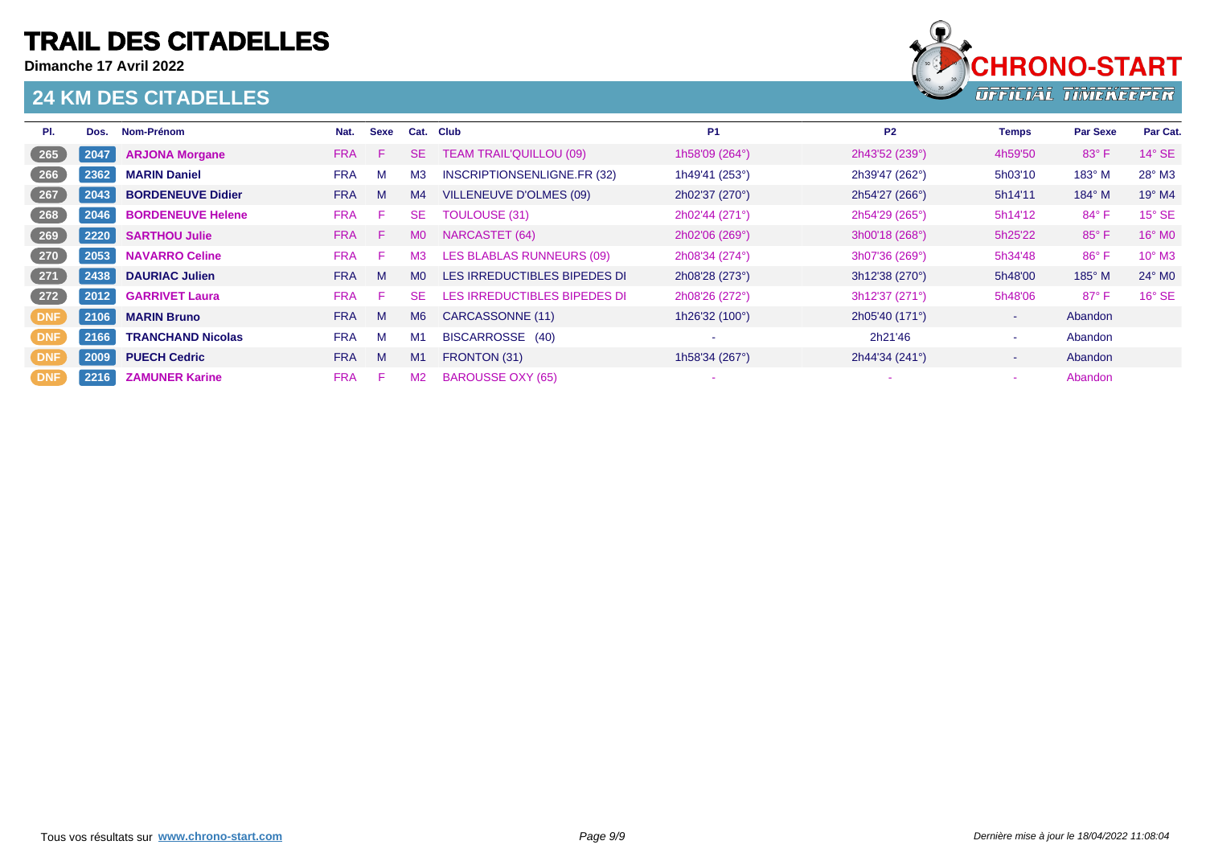# TRAIL DES CITADELLES

**Dimanche 17 Avril 2022**

## 24 KM DES CITADELLES

| Pl. | Dos. | Nom-Prénom | Nat. | Sexe | Cat. | Club | P1 | P2 | Temps | Par Sexe | Par Cat. |
|---|---|---|---|---|---|---|---|---|---|---|---|
| 265 | 2047 | **ARJONA Morgane** | FRA | F | SE | TEAM TRAIL'QUILLOU (09) | 1h58'09 (264°) | 2h43'52 (239°) | 4h59'50 | 83° F | 14° SE |
| 266 | 2362 | **MARIN Daniel** | FRA | M | M3 | INSCRIPTIONSENLIGNE.FR (32) | 1h49'41 (253°) | 2h39'47 (262°) | 5h03'10 | 183° M | 28° M3 |
| 267 | 2043 | **BORDENEUVE Didier** | FRA | M | M4 | VILLENEUVE D'OLMES (09) | 2h02'37 (270°) | 2h54'27 (266°) | 5h14'11 | 184° M | 19° M4 |
| 268 | 2046 | **BORDENEUVE Helene** | FRA | F | SE | TOULOUSE (31) | 2h02'44 (271°) | 2h54'29 (265°) | 5h14'12 | 84° F | 15° SE |
| 269 | 2220 | **SARTHOU Julie** | FRA | F | M0 | NARCASTET (64) | 2h02'06 (269°) | 3h00'18 (268°) | 5h25'22 | 85° F | 16° M0 |
| 270 | 2053 | **NAVARRO Celine** | FRA | F | M3 | LES BLABLAS RUNNEURS (09) | 2h08'34 (274°) | 3h07'36 (269°) | 5h34'48 | 86° F | 10° M3 |
| 271 | 2438 | **DAURIAC Julien** | FRA | M | M0 | LES IRREDUCTIBLES BIPEDES DI | 2h08'28 (273°) | 3h12'38 (270°) | 5h48'00 | 185° M | 24° M0 |
| 272 | 2012 | **GARRIVET Laura** | FRA | F | SE | LES IRREDUCTIBLES BIPEDES DI | 2h08'26 (272°) | 3h12'37 (271°) | 5h48'06 | 87° F | 16° SE |
| DNF | 2106 | **MARIN Bruno** | FRA | M | M6 | CARCASSONNE (11) | 1h26'32 (100°) | 2h05'40 (171°) | - | Abandon | |
| DNF | 2166 | **TRANCHAND Nicolas** | FRA | M | M1 | BISCARROSSE (40) | - | 2h21'46 | - | Abandon | |
| DNF | 2009 | **PUECH Cedric** | FRA | M | M1 | FRONTON (31) | 1h58'34 (267°) | 2h44'34 (241°) | - | Abandon | |
| DNF | 2216 | **ZAMUNER Karine** | FRA | F | M2 | BAROUSSE OXY (65) | - | - | - | Abandon | |

Tous vos résultats sur www.chrono-start.com

*Dernière mise à jour le 18/04/2022 11:08:04*